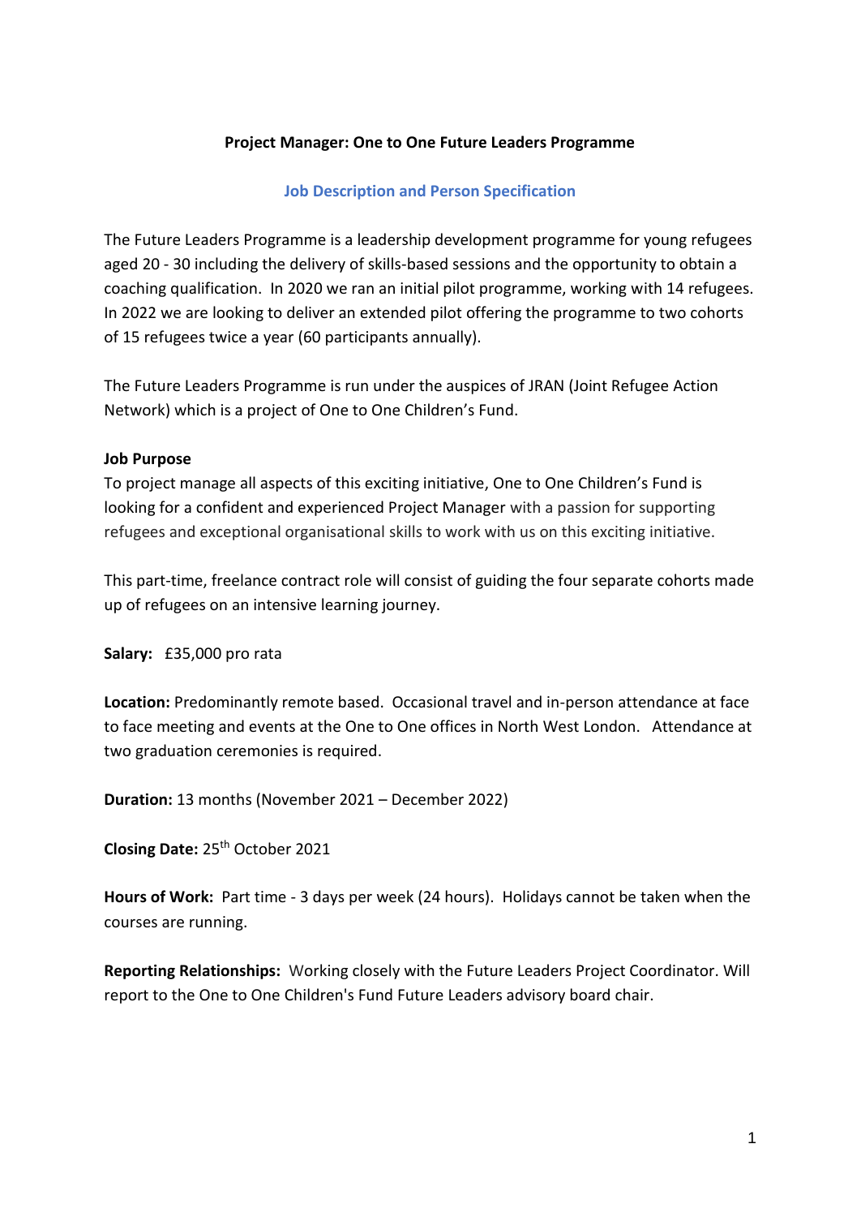# Project Manager: One to One Future Leaders Programme

## Job Description and Person Specification

The Future Leaders Programme is a leadership development programme for young refugees aged 20 - 30 including the delivery of skills-based sessions and the opportunity to obtain a coaching qualification. In 2020 we ran an initial pilot programme, working with 14 refugees. In 2022 we are looking to deliver an extended pilot offering the programme to two cohorts of 15 refugees twice a year (60 participants annually).

The Future Leaders Programme is run under the auspices of JRAN (Joint Refugee Action Network) which is a project of One to One Children's Fund.

**Job Purpose**

To project manage all aspects of this exciting initiative, One to One Children's Fund is looking for a confident and experienced Project Manager with a passion for supporting refugees and exceptional organisational skills to work with us on this exciting initiative.

This part-time, freelance contract role will consist of guiding the four separate cohorts made up of refugees on an intensive learning journey.

**Salary:** £35,000 pro rata

**Location:** Predominantly remote based. Occasional travel and in-person attendance at face to face meeting and events at the One to One offices in North West London. Attendance at two graduation ceremonies is required.

**Duration:** 13 months (November 2021 – December 2022)

**Closing Date:** 25th October 2021

**Hours of Work:** Part time - 3 days per week (24 hours). Holidays cannot be taken when the courses are running.

**Reporting Relationships:** Working closely with the Future Leaders Project Coordinator. Will report to the One to One Children's Fund Future Leaders advisory board chair.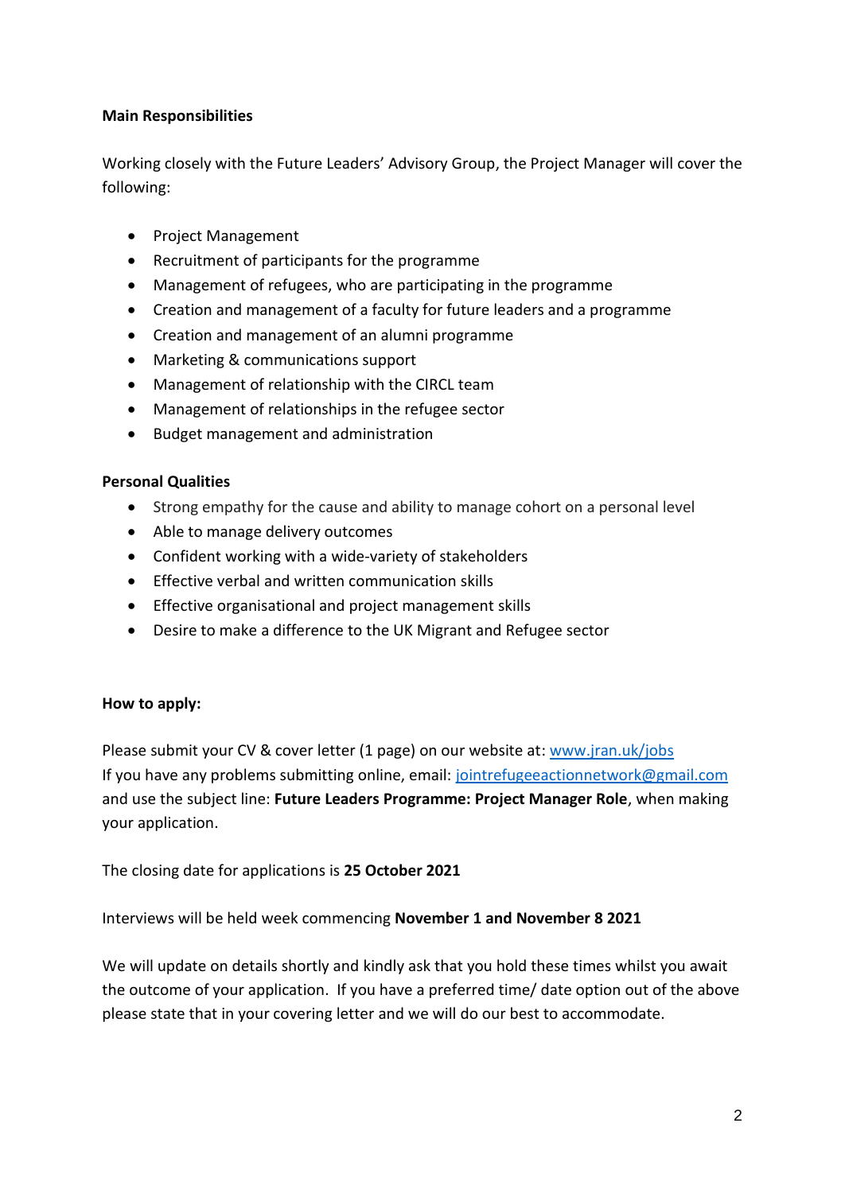**Main Responsibilities**

Working closely with the Future Leaders' Advisory Group, the Project Manager will cover the following:

- Project Management
- Recruitment of participants for the programme
- Management of refugees, who are participating in the programme
- Creation and management of a faculty for future leaders and a programme
- Creation and management of an alumni programme
- Marketing & communications support
- Management of relationship with the CIRCL team
- Management of relationships in the refugee sector
- Budget management and administration

**Personal Qualities**

- Strong empathy for the cause and ability to manage cohort on a personal level
- Able to manage delivery outcomes
- Confident working with a wide-variety of stakeholders
- Effective verbal and written communication skills
- Effective organisational and project management skills
- Desire to make a difference to the UK Migrant and Refugee sector

**How to apply:**

Please submit your CV & cover letter (1 page) on our website at: www.jran.uk/jobs
If you have any problems submitting online, email: jointrefugeeactionnetwork@gmail.com and use the subject line: **Future Leaders Programme: Project Manager Role**, when making your application.

The closing date for applications is **25 October 2021**

Interviews will be held week commencing **November 1 and November 8 2021**

We will update on details shortly and kindly ask that you hold these times whilst you await the outcome of your application. If you have a preferred time/ date option out of the above please state that in your covering letter and we will do our best to accommodate.